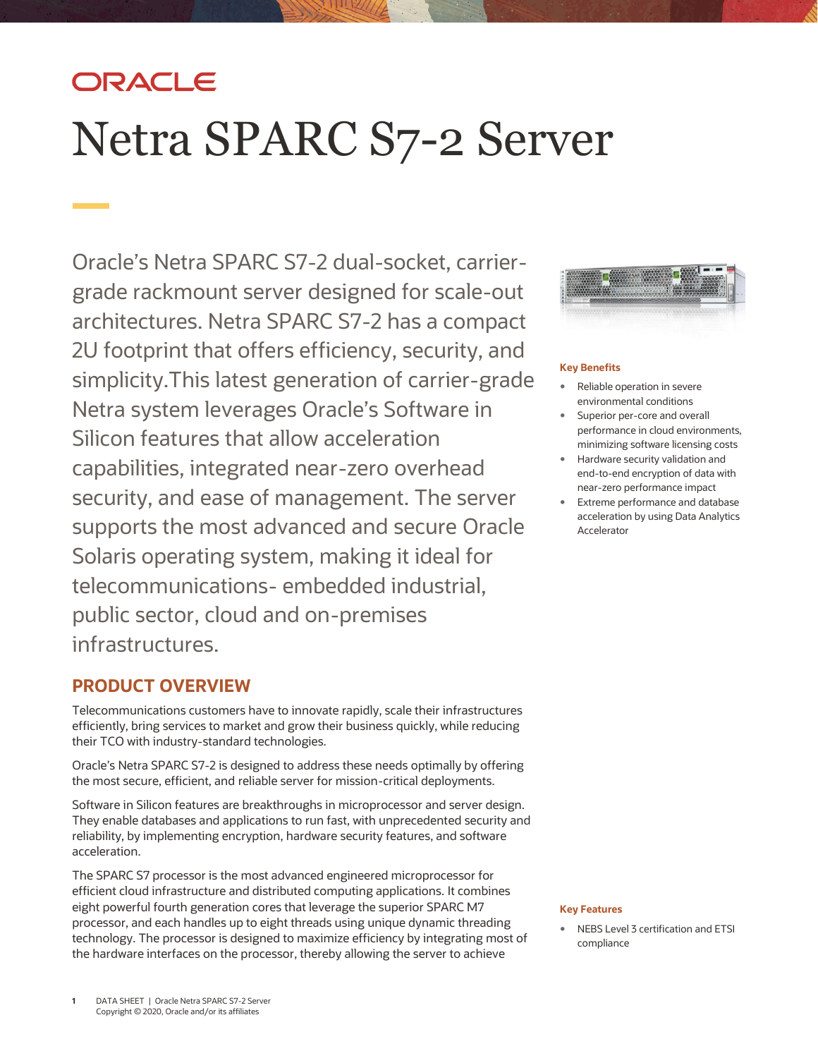ORACLE

# Netra SPARC S7-2 Server

Oracle's Netra SPARC S7-2 dual-socket, carrier-grade rackmount server designed for scale-out architectures. Netra SPARC S7-2 has a compact 2U footprint that offers efficiency, security, and simplicity.This latest generation of carrier-grade Netra system leverages Oracle's Software in Silicon features that allow acceleration capabilities, integrated near-zero overhead security, and ease of management. The server supports the most advanced and secure Oracle Solaris operating system, making it ideal for telecommunications- embedded industrial, public sector, cloud and on-premises infrastructures.

### Key Benefits

- Reliable operation in severe environmental conditions
- Superior per-core and overall performance in cloud environments, minimizing software licensing costs
- Hardware security validation and end-to-end encryption of data with near-zero performance impact
- Extreme performance and database acceleration by using Data Analytics Accelerator

## PRODUCT OVERVIEW

Telecommunications customers have to innovate rapidly, scale their infrastructures efficiently, bring services to market and grow their business quickly, while reducing their TCO with industry-standard technologies.

Oracle's Netra SPARC S7-2 is designed to address these needs optimally by offering the most secure, efficient, and reliable server for mission-critical deployments.

Software in Silicon features are breakthroughs in microprocessor and server design. They enable databases and applications to run fast, with unprecedented security and reliability, by implementing encryption, hardware security features, and software acceleration.

The SPARC S7 processor is the most advanced engineered microprocessor for efficient cloud infrastructure and distributed computing applications. It combines eight powerful fourth generation cores that leverage the superior SPARC M7 processor, and each handles up to eight threads using unique dynamic threading technology. The processor is designed to maximize efficiency by integrating most of the hardware interfaces on the processor, thereby allowing the server to achieve

### Key Features

- NEBS Level 3 certification and ETSI compliance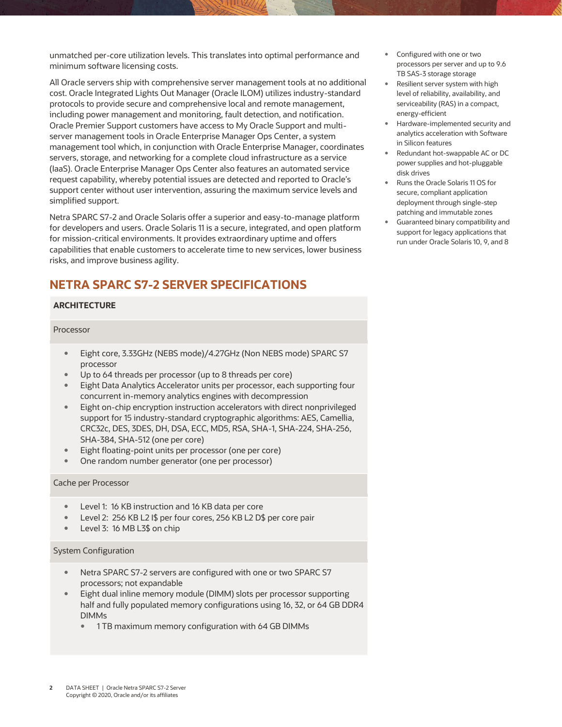unmatched per-core utilization levels. This translates into optimal performance and minimum software licensing costs.

All Oracle servers ship with comprehensive server management tools at no additional cost. Oracle Integrated Lights Out Manager (Oracle ILOM) utilizes industry-standard protocols to provide secure and comprehensive local and remote management, including power management and monitoring, fault detection, and notification. Oracle Premier Support customers have access to My Oracle Support and multi-server management tools in Oracle Enterprise Manager Ops Center, a system management tool which, in conjunction with Oracle Enterprise Manager, coordinates servers, storage, and networking for a complete cloud infrastructure as a service (IaaS). Oracle Enterprise Manager Ops Center also features an automated service request capability, whereby potential issues are detected and reported to Oracle's support center without user intervention, assuring the maximum service levels and simplified support.

Netra SPARC S7-2 and Oracle Solaris offer a superior and easy-to-manage platform for developers and users. Oracle Solaris 11 is a secure, integrated, and open platform for mission-critical environments. It provides extraordinary uptime and offers capabilities that enable customers to accelerate time to new services, lower business risks, and improve business agility.

- Configured with one or two processors per server and up to 9.6 TB SAS-3 storage storage
- Resilient server system with high level of reliability, availability, and serviceability (RAS) in a compact, energy-efficient
- Hardware-implemented security and analytics acceleration with Software in Silicon features
- Redundant hot-swappable AC or DC power supplies and hot-pluggable disk drives
- Runs the Oracle Solaris 11 OS for secure, compliant application deployment through single-step patching and immutable zones
- Guaranteed binary compatibility and support for legacy applications that run under Oracle Solaris 10, 9, and 8

## NETRA SPARC S7-2 SERVER SPECIFICATIONS

### ARCHITECTURE

#### Processor

- Eight core, 3.33GHz (NEBS mode)/4.27GHz (Non NEBS mode) SPARC S7 processor
- Up to 64 threads per processor (up to 8 threads per core)
- Eight Data Analytics Accelerator units per processor, each supporting four concurrent in-memory analytics engines with decompression
- Eight on-chip encryption instruction accelerators with direct nonprivileged support for 15 industry-standard cryptographic algorithms: AES, Camellia, CRC32c, DES, 3DES, DH, DSA, ECC, MD5, RSA, SHA-1, SHA-224, SHA-256, SHA-384, SHA-512 (one per core)
- Eight floating-point units per processor (one per core)
- One random number generator (one per processor)

#### Cache per Processor

- Level 1: 16 KB instruction and 16 KB data per core
- Level 2: 256 KB L2 I$ per four cores, 256 KB L2 D$ per core pair
- Level 3: 16 MB L3$ on chip

#### System Configuration

- Netra SPARC S7-2 servers are configured with one or two SPARC S7 processors; not expandable
- Eight dual inline memory module (DIMM) slots per processor supporting half and fully populated memory configurations using 16, 32, or 64 GB DDR4 DIMMs
  - 1 TB maximum memory configuration with 64 GB DIMMs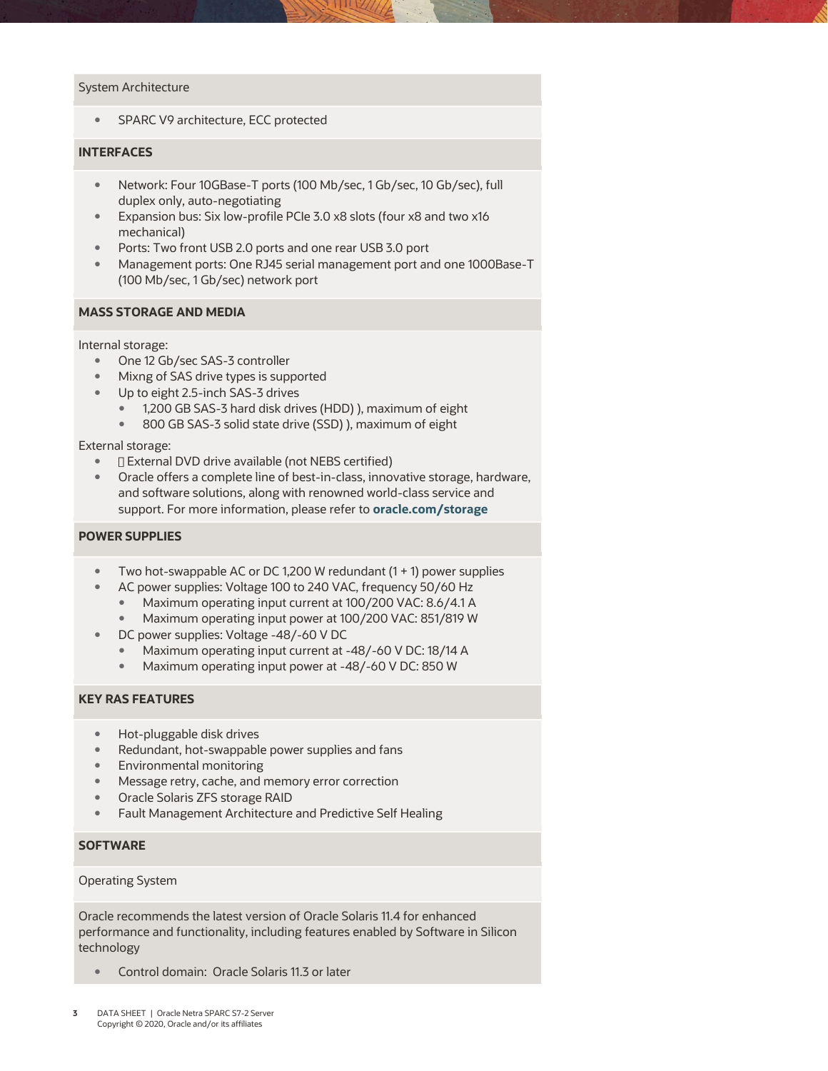System Architecture

- SPARC V9 architecture, ECC protected

## INTERFACES

- Network: Four 10GBase-T ports (100 Mb/sec, 1 Gb/sec, 10 Gb/sec), full duplex only, auto-negotiating
- Expansion bus: Six low-profile PCIe 3.0 x8 slots (four x8 and two x16 mechanical)
- Ports: Two front USB 2.0 ports and one rear USB 3.0 port
- Management ports: One RJ45 serial management port and one 1000Base-T (100 Mb/sec, 1 Gb/sec) network port

## MASS STORAGE AND MEDIA

Internal storage:

- One 12 Gb/sec SAS-3 controller
- Mixng of SAS drive types is supported
- Up to eight 2.5-inch SAS-3 drives
  - 1,200 GB SAS-3 hard disk drives (HDD) ), maximum of eight
  - 800 GB SAS-3 solid state drive (SSD) ), maximum of eight

External storage:

- External DVD drive available (not NEBS certified)
- Oracle offers a complete line of best-in-class, innovative storage, hardware, and software solutions, along with renowned world-class service and support. For more information, please refer to **oracle.com/storage**

## POWER SUPPLIES

- Two hot-swappable AC or DC 1,200 W redundant (1 + 1) power supplies
- AC power supplies: Voltage 100 to 240 VAC, frequency 50/60 Hz
  - Maximum operating input current at 100/200 VAC: 8.6/4.1 A
  - Maximum operating input power at 100/200 VAC: 851/819 W
- DC power supplies: Voltage -48/-60 V DC
  - Maximum operating input current at -48/-60 V DC: 18/14 A
  - Maximum operating input power at -48/-60 V DC: 850 W

## KEY RAS FEATURES

- Hot-pluggable disk drives
- Redundant, hot-swappable power supplies and fans
- Environmental monitoring
- Message retry, cache, and memory error correction
- Oracle Solaris ZFS storage RAID
- Fault Management Architecture and Predictive Self Healing

## SOFTWARE

Operating System

Oracle recommends the latest version of Oracle Solaris 11.4 for enhanced performance and functionality, including features enabled by Software in Silicon technology

- Control domain: Oracle Solaris 11.3 or later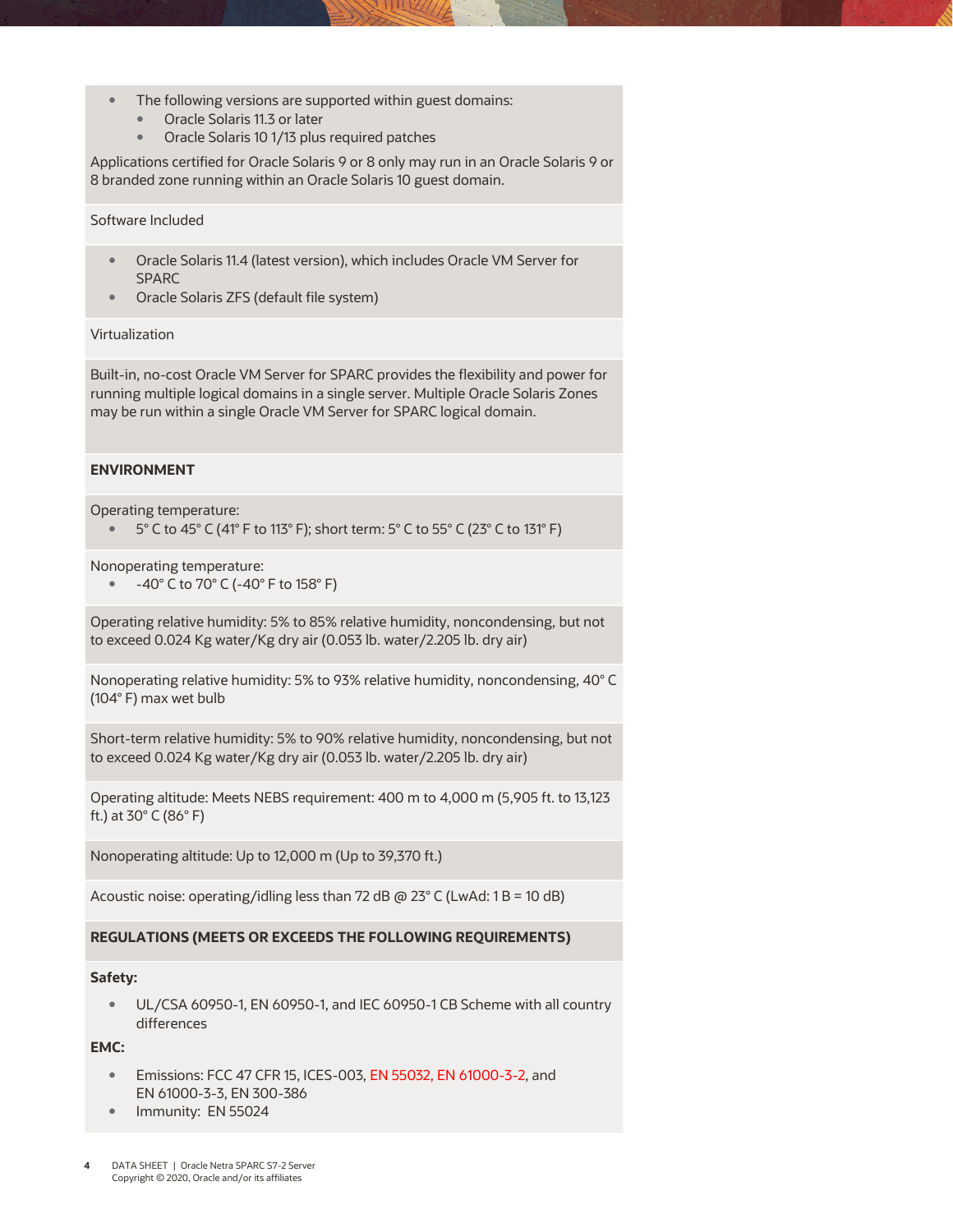- The following versions are supported within guest domains:
  - Oracle Solaris 11.3 or later
  - Oracle Solaris 10 1/13 plus required patches

Applications certified for Oracle Solaris 9 or 8 only may run in an Oracle Solaris 9 or 8 branded zone running within an Oracle Solaris 10 guest domain.

Software Included

- Oracle Solaris 11.4 (latest version), which includes Oracle VM Server for SPARC
- Oracle Solaris ZFS (default file system)

Virtualization

Built-in, no-cost Oracle VM Server for SPARC provides the flexibility and power for running multiple logical domains in a single server. Multiple Oracle Solaris Zones may be run within a single Oracle VM Server for SPARC logical domain.

**ENVIRONMENT**

Operating temperature:

- 5° C to 45° C (41° F to 113° F); short term: 5° C to 55° C (23° C to 131° F)

Nonoperating temperature:

- -40° C to 70° C (-40° F to 158° F)

Operating relative humidity: 5% to 85% relative humidity, noncondensing, but not to exceed 0.024 Kg water/Kg dry air (0.053 lb. water/2.205 lb. dry air)

Nonoperating relative humidity: 5% to 93% relative humidity, noncondensing, 40° C (104° F) max wet bulb

Short-term relative humidity: 5% to 90% relative humidity, noncondensing, but not to exceed 0.024 Kg water/Kg dry air (0.053 lb. water/2.205 lb. dry air)

Operating altitude: Meets NEBS requirement: 400 m to 4,000 m (5,905 ft. to 13,123 ft.) at 30° C (86° F)

Nonoperating altitude: Up to 12,000 m (Up to 39,370 ft.)

Acoustic noise: operating/idling less than 72 dB @ 23° C (LwAd: 1 B = 10 dB)

**REGULATIONS (MEETS OR EXCEEDS THE FOLLOWING REQUIREMENTS)**

**Safety:**

- UL/CSA 60950-1, EN 60950-1, and IEC 60950-1 CB Scheme with all country differences

**EMC:**

- Emissions: FCC 47 CFR 15, ICES-003, EN 55032, EN 61000-3-2, and EN 61000-3-3, EN 300-386
- Immunity: EN 55024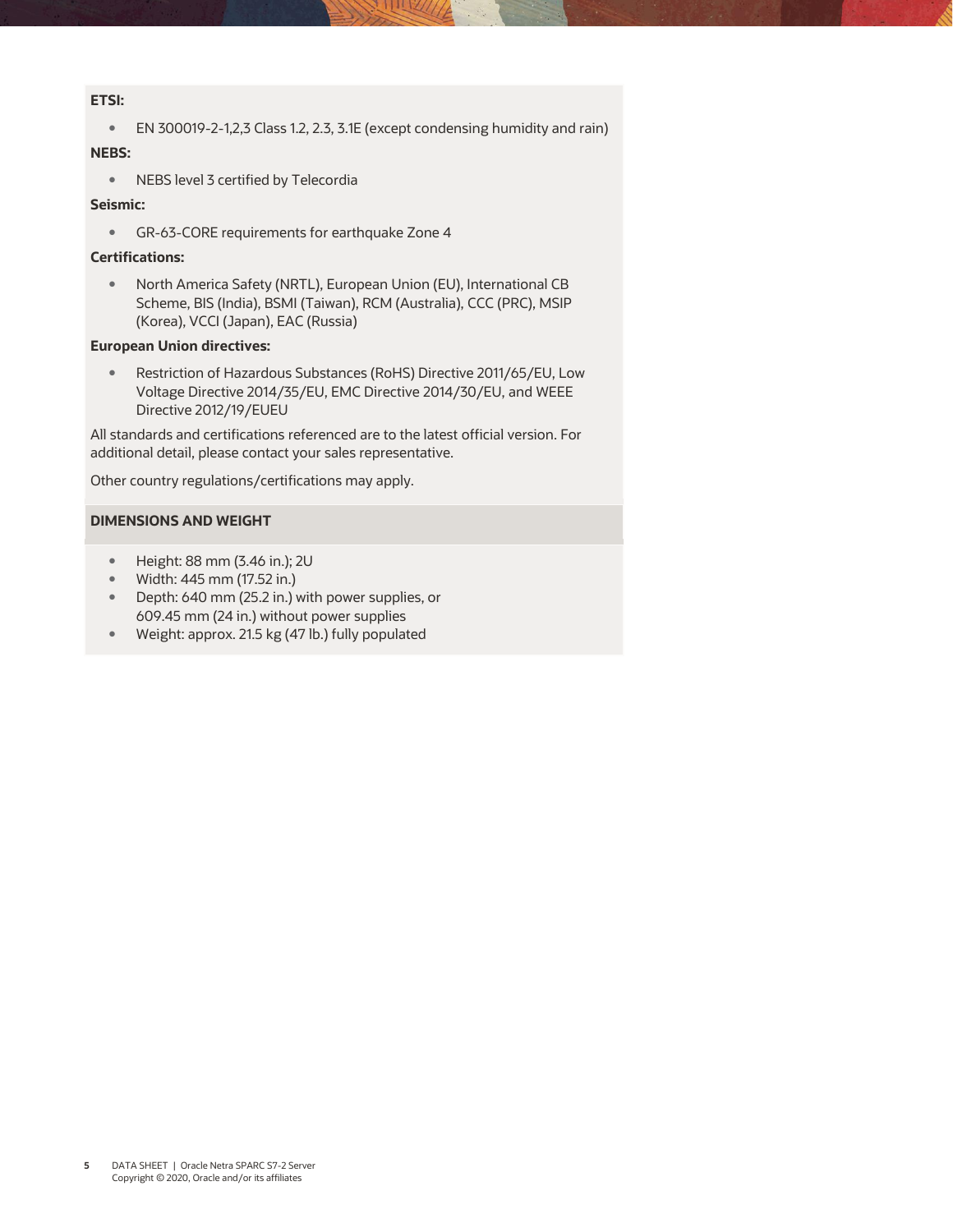**ETSI:**

- EN 300019-2-1,2,3 Class 1.2, 2.3, 3.1E (except condensing humidity and rain)

**NEBS:**

- NEBS level 3 certified by Telecordia

**Seismic:**

- GR-63-CORE requirements for earthquake Zone 4

**Certifications:**

- North America Safety (NRTL), European Union (EU), International CB Scheme, BIS (India), BSMI (Taiwan), RCM (Australia), CCC (PRC), MSIP (Korea), VCCI (Japan), EAC (Russia)

**European Union directives:**

- Restriction of Hazardous Substances (RoHS) Directive 2011/65/EU, Low Voltage Directive 2014/35/EU, EMC Directive 2014/30/EU, and WEEE Directive 2012/19/EUEU

All standards and certifications referenced are to the latest official version. For additional detail, please contact your sales representative.

Other country regulations/certifications may apply.

## DIMENSIONS AND WEIGHT

- Height: 88 mm (3.46 in.); 2U
- Width: 445 mm (17.52 in.)
- Depth: 640 mm (25.2 in.) with power supplies, or 609.45 mm (24 in.) without power supplies
- Weight: approx. 21.5 kg (47 lb.) fully populated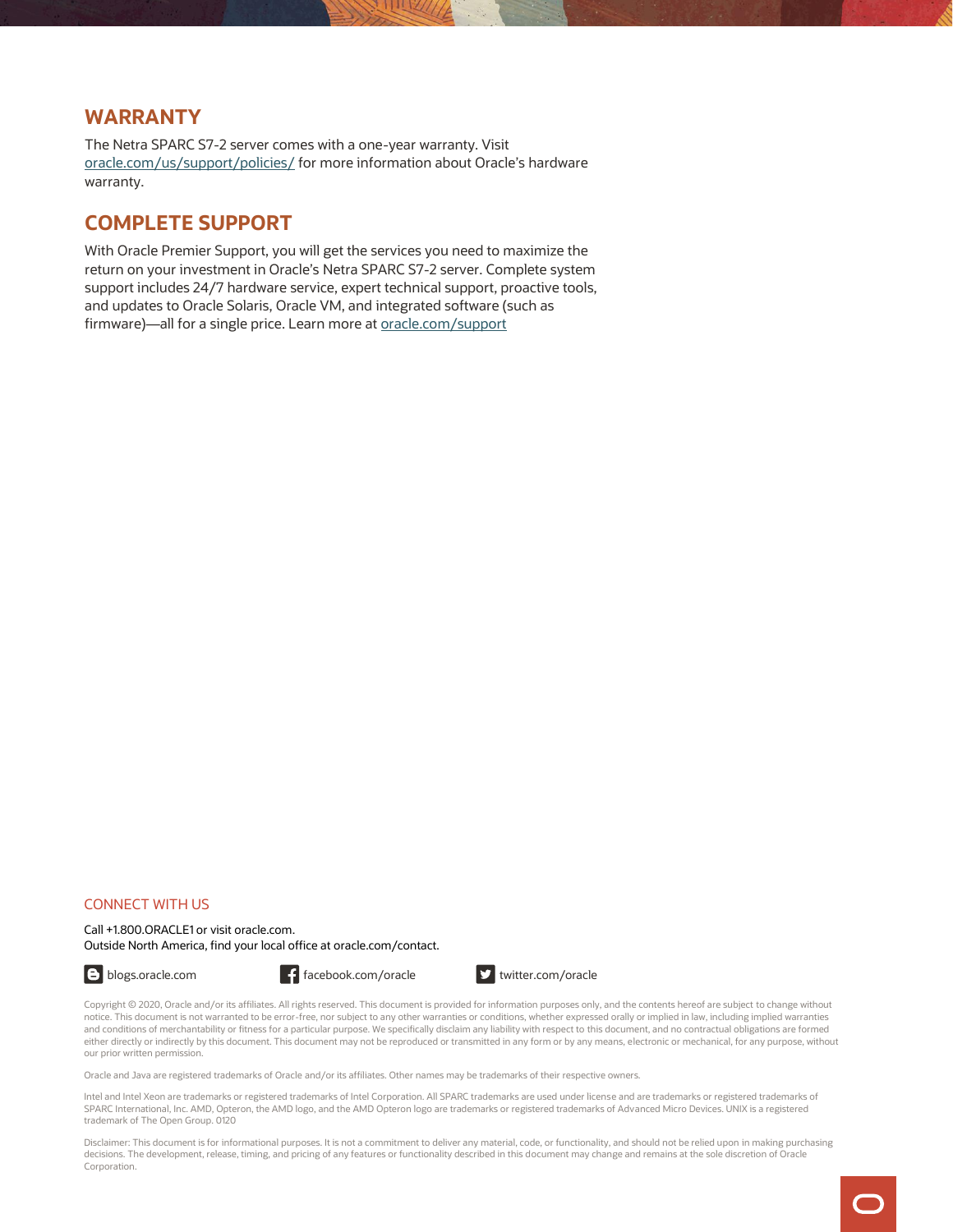## WARRANTY

The Netra SPARC S7-2 server comes with a one-year warranty. Visit oracle.com/us/support/policies/ for more information about Oracle's hardware warranty.

## COMPLETE SUPPORT

With Oracle Premier Support, you will get the services you need to maximize the return on your investment in Oracle's Netra SPARC S7-2 server. Complete system support includes 24/7 hardware service, expert technical support, proactive tools, and updates to Oracle Solaris, Oracle VM, and integrated software (such as firmware)—all for a single price. Learn more at oracle.com/support

### CONNECT WITH US

Call +1.800.ORACLE1 or visit oracle.com.
Outside North America, find your local office at oracle.com/contact.

blogs.oracle.com    facebook.com/oracle    twitter.com/oracle

Copyright © 2020, Oracle and/or its affiliates. All rights reserved. This document is provided for information purposes only, and the contents hereof are subject to change without notice. This document is not warranted to be error-free, nor subject to any other warranties or conditions, whether expressed orally or implied in law, including implied warranties and conditions of merchantability or fitness for a particular purpose. We specifically disclaim any liability with respect to this document, and no contractual obligations are formed either directly or indirectly by this document. This document may not be reproduced or transmitted in any form or by any means, electronic or mechanical, for any purpose, without our prior written permission.

Oracle and Java are registered trademarks of Oracle and/or its affiliates. Other names may be trademarks of their respective owners.

Intel and Intel Xeon are trademarks or registered trademarks of Intel Corporation. All SPARC trademarks are used under license and are trademarks or registered trademarks of SPARC International, Inc. AMD, Opteron, the AMD logo, and the AMD Opteron logo are trademarks or registered trademarks of Advanced Micro Devices. UNIX is a registered trademark of The Open Group. 0120

Disclaimer: This document is for informational purposes. It is not a commitment to deliver any material, code, or functionality, and should not be relied upon in making purchasing decisions. The development, release, timing, and pricing of any features or functionality described in this document may change and remains at the sole discretion of Oracle Corporation.